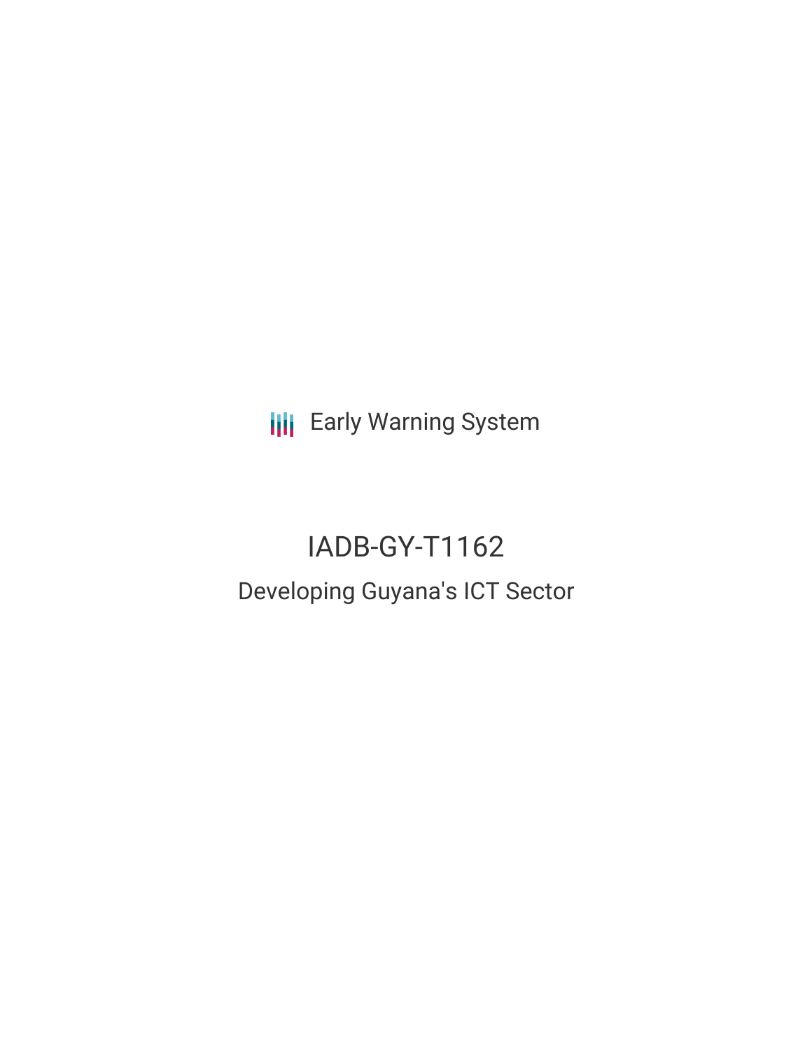Early Warning System

# IADB-GY-T1162

## Developing Guyana's ICT Sector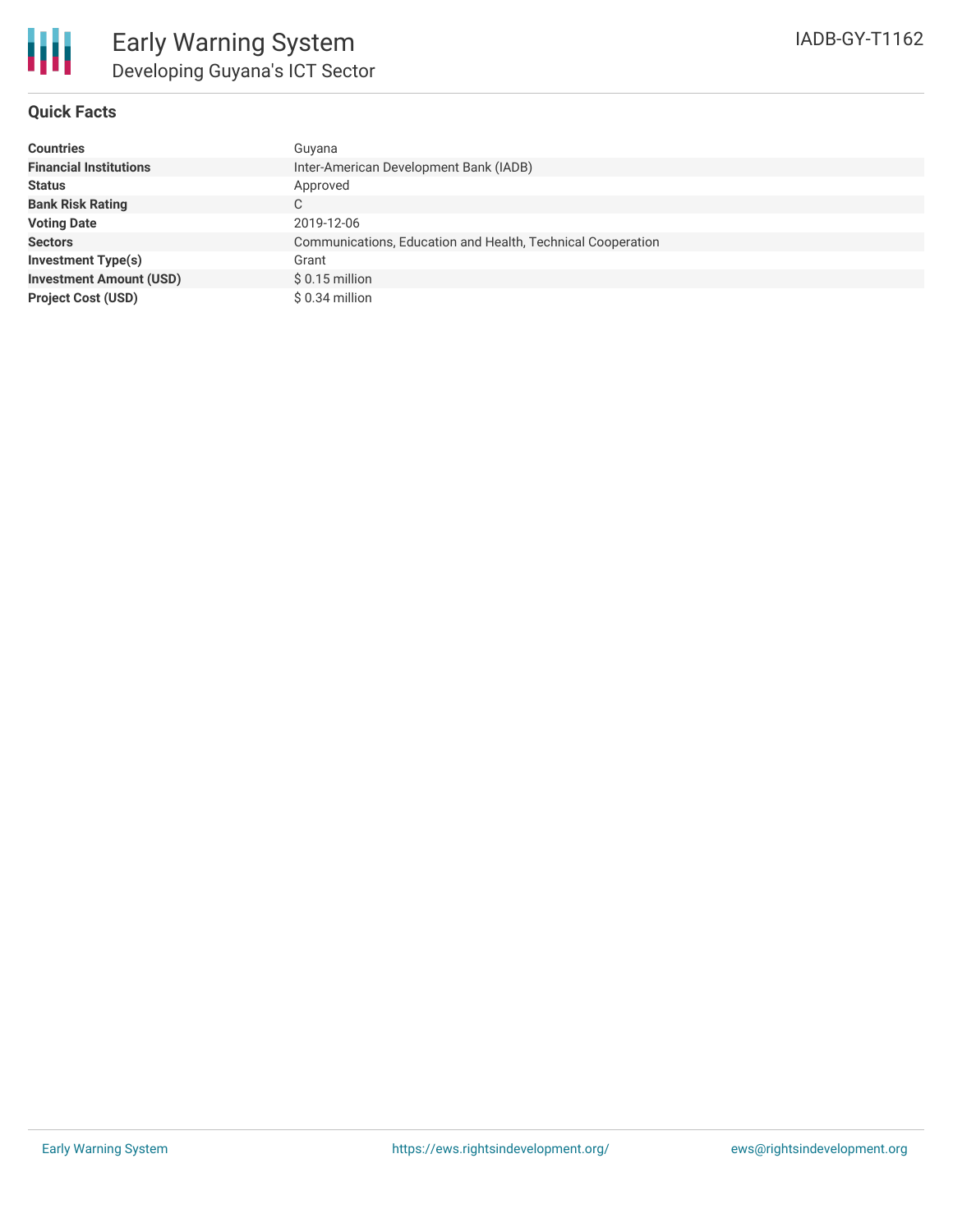# Early Warning System

## Developing Guyana's ICT Sector

IADB-GY-T1162

### Quick Facts

| | |
|---|---|
| **Countries** | Guyana |
| **Financial Institutions** | Inter-American Development Bank (IADB) |
| **Status** | Approved |
| **Bank Risk Rating** | C |
| **Voting Date** | 2019-12-06 |
| **Sectors** | Communications, Education and Health, Technical Cooperation |
| **Investment Type(s)** | Grant |
| **Investment Amount (USD)** | $ 0.15 million |
| **Project Cost (USD)** | $ 0.34 million |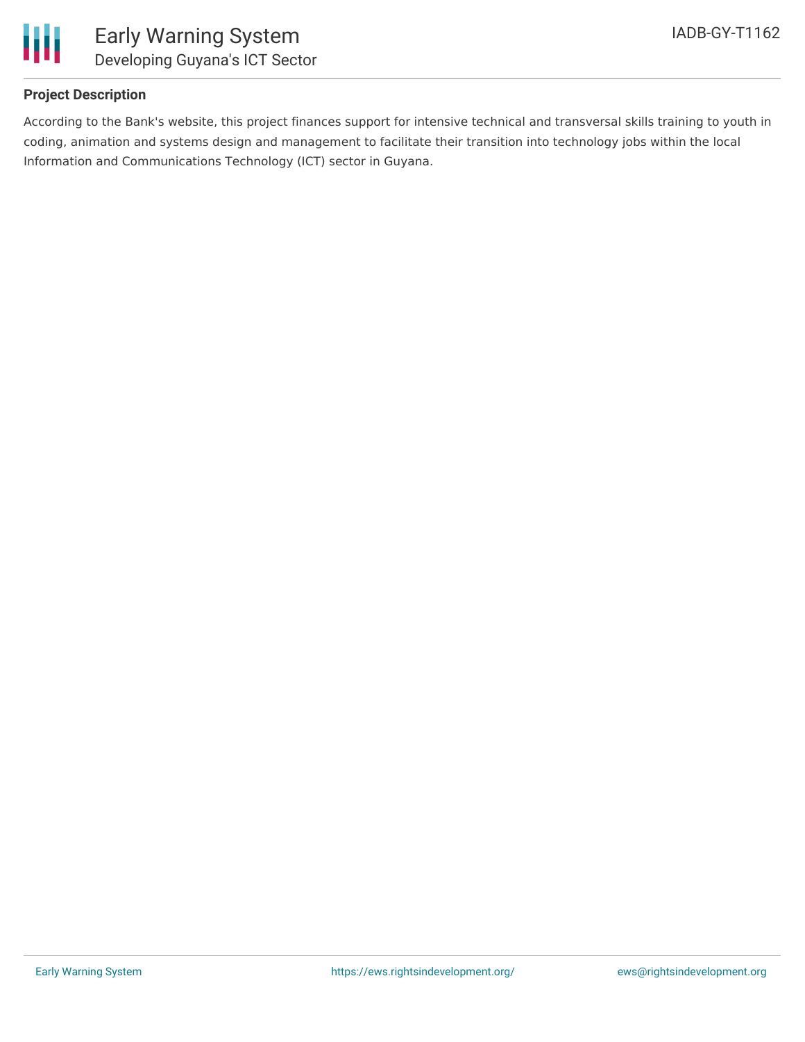## Project Description

According to the Bank's website, this project finances support for intensive technical and transversal skills training to youth in coding, animation and systems design and management to facilitate their transition into technology jobs within the local Information and Communications Technology (ICT) sector in Guyana.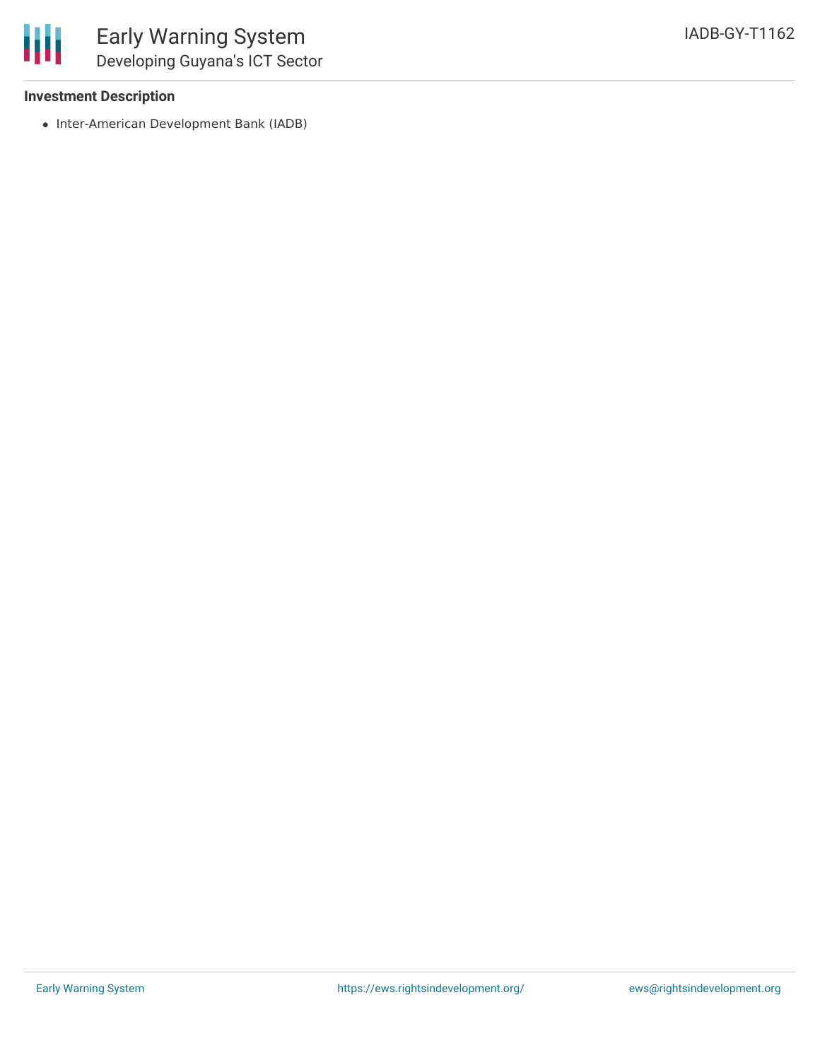**Investment Description**

- Inter-American Development Bank (IADB)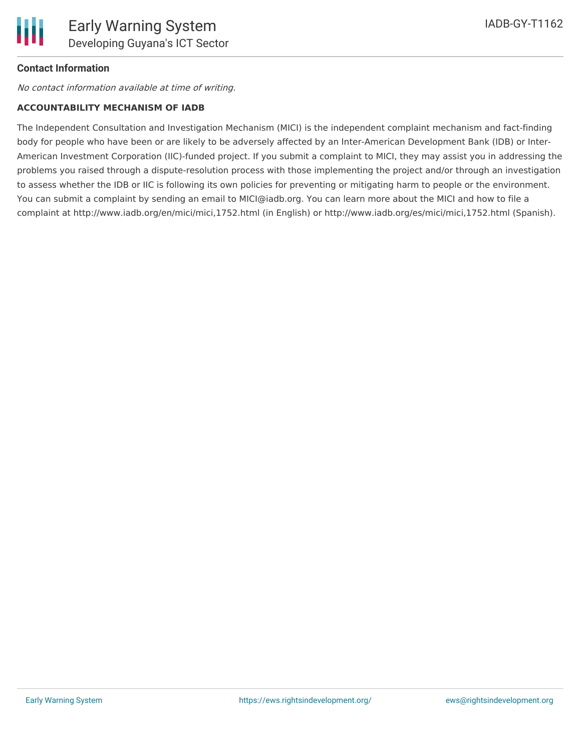**Contact Information**

*No contact information available at time of writing.*

**ACCOUNTABILITY MECHANISM OF IADB**

The Independent Consultation and Investigation Mechanism (MICI) is the independent complaint mechanism and fact-finding body for people who have been or are likely to be adversely affected by an Inter-American Development Bank (IDB) or Inter-American Investment Corporation (IIC)-funded project. If you submit a complaint to MICI, they may assist you in addressing the problems you raised through a dispute-resolution process with those implementing the project and/or through an investigation to assess whether the IDB or IIC is following its own policies for preventing or mitigating harm to people or the environment. You can submit a complaint by sending an email to MICI@iadb.org. You can learn more about the MICI and how to file a complaint at http://www.iadb.org/en/mici/mici,1752.html (in English) or http://www.iadb.org/es/mici/mici,1752.html (Spanish).